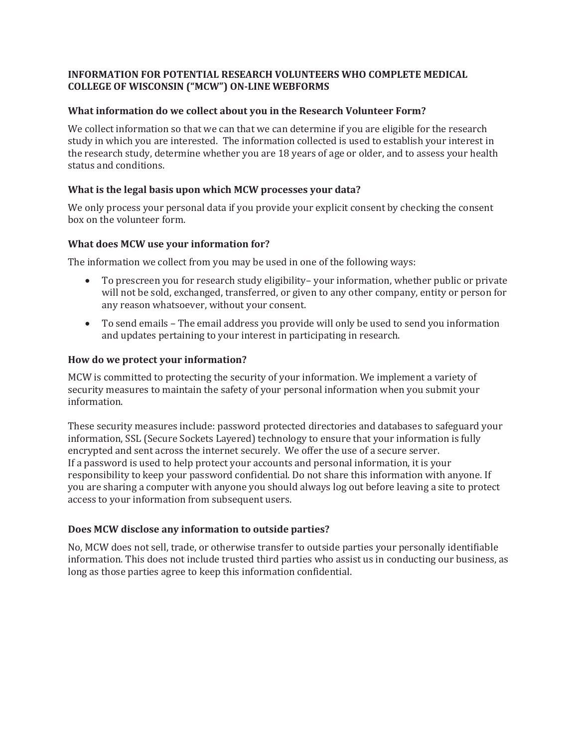**INFORMATION FOR POTENTIAL RESEARCH VOLUNTEERS WHO COMPLETE MEDICAL COLLEGE OF WISCONSIN ("MCW") ON-LINE WEBFORMS**

### What information do we collect about you in the Research Volunteer Form?

We collect information so that we can that we can determine if you are eligible for the research study in which you are interested. The information collected is used to establish your interest in the research study, determine whether you are 18 years of age or older, and to assess your health status and conditions.

### What is the legal basis upon which MCW processes your data?

We only process your personal data if you provide your explicit consent by checking the consent box on the volunteer form.

### What does MCW use your information for?

The information we collect from you may be used in one of the following ways:

- To prescreen you for research study eligibility– your information, whether public or private will not be sold, exchanged, transferred, or given to any other company, entity or person for any reason whatsoever, without your consent.
- To send emails – The email address you provide will only be used to send you information and updates pertaining to your interest in participating in research.

### How do we protect your information?

MCW is committed to protecting the security of your information. We implement a variety of security measures to maintain the safety of your personal information when you submit your information.

These security measures include: password protected directories and databases to safeguard your information, SSL (Secure Sockets Layered) technology to ensure that your information is fully encrypted and sent across the internet securely. We offer the use of a secure server.
If a password is used to help protect your accounts and personal information, it is your responsibility to keep your password confidential. Do not share this information with anyone. If you are sharing a computer with anyone you should always log out before leaving a site to protect access to your information from subsequent users.

### Does MCW disclose any information to outside parties?

No, MCW does not sell, trade, or otherwise transfer to outside parties your personally identifiable information. This does not include trusted third parties who assist us in conducting our business, as long as those parties agree to keep this information confidential.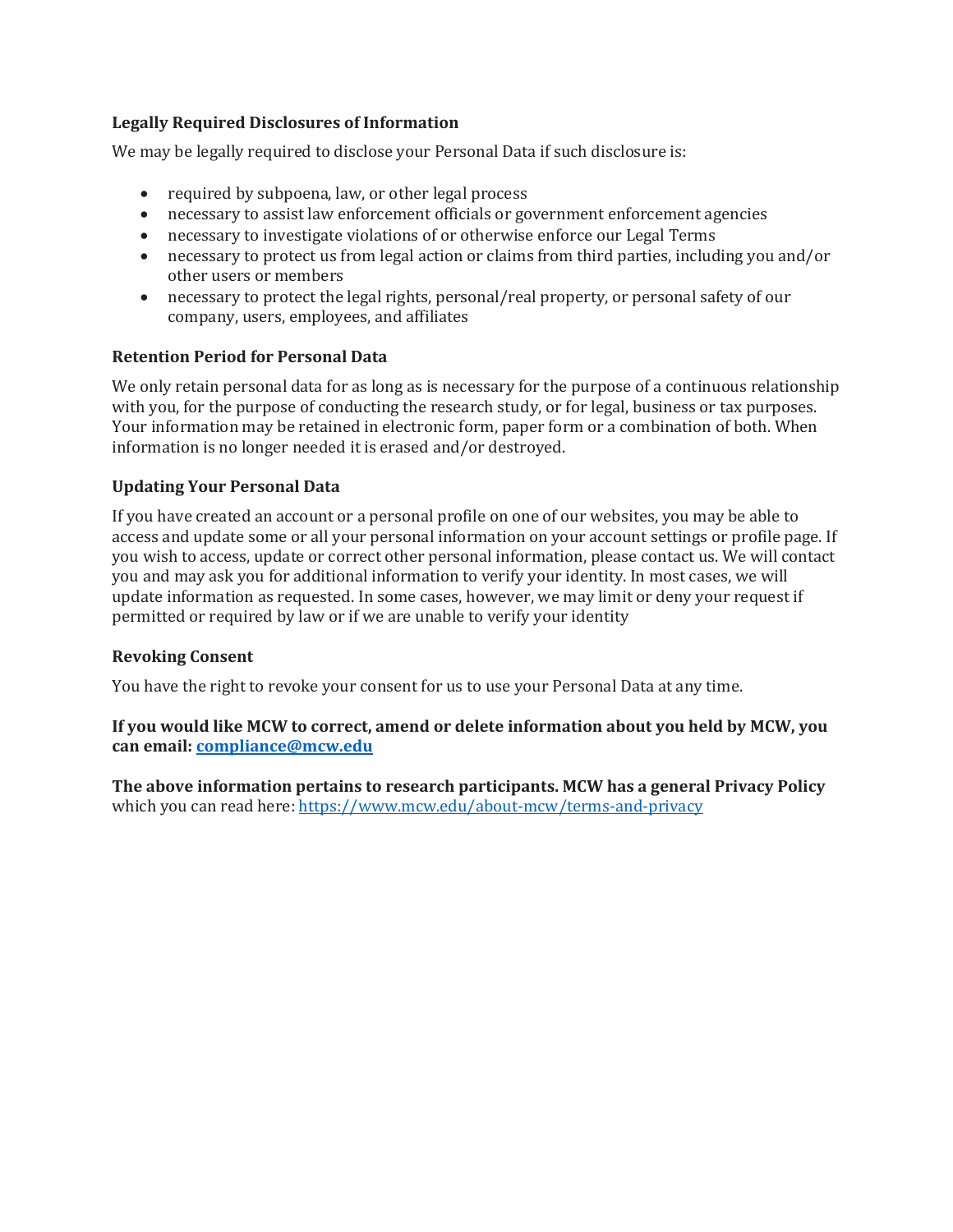### Legally Required Disclosures of Information

We may be legally required to disclose your Personal Data if such disclosure is:

- required by subpoena, law, or other legal process
- necessary to assist law enforcement officials or government enforcement agencies
- necessary to investigate violations of or otherwise enforce our Legal Terms
- necessary to protect us from legal action or claims from third parties, including you and/or other users or members
- necessary to protect the legal rights, personal/real property, or personal safety of our company, users, employees, and affiliates

### Retention Period for Personal Data

We only retain personal data for as long as is necessary for the purpose of a continuous relationship with you, for the purpose of conducting the research study, or for legal, business or tax purposes. Your information may be retained in electronic form, paper form or a combination of both. When information is no longer needed it is erased and/or destroyed.

### Updating Your Personal Data

If you have created an account or a personal profile on one of our websites, you may be able to access and update some or all your personal information on your account settings or profile page. If you wish to access, update or correct other personal information, please contact us. We will contact you and may ask you for additional information to verify your identity. In most cases, we will update information as requested. In some cases, however, we may limit or deny your request if permitted or required by law or if we are unable to verify your identity

### Revoking Consent

You have the right to revoke your consent for us to use your Personal Data at any time.

**If you would like MCW to correct, amend or delete information about you held by MCW, you can email: [compliance@mcw.edu](mailto:compliance@mcw.edu)**

**The above information pertains to research participants. MCW has a general Privacy Policy** which you can read here: [https://www.mcw.edu/about-mcw/terms-and-privacy](https://www.mcw.edu/about-mcw/terms-and-privacy)